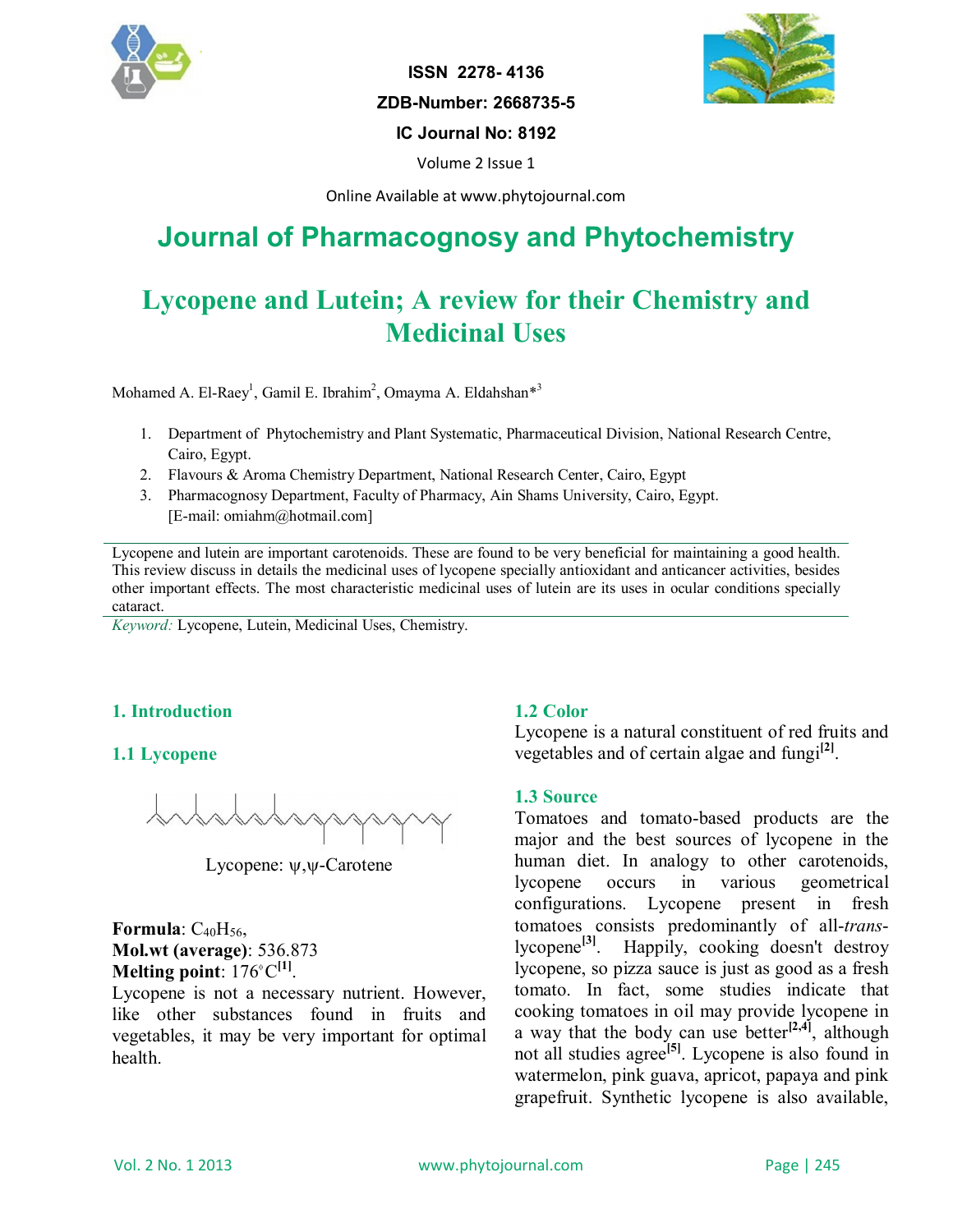ISSN 2278- 4136

ZDB-Number: 2668735-5

IC Journal No: 8192

Volume 2 Issue 1

Online Available at www.phytojournal.com

# Journal of Pharmacognosy and Phytochemistry

# Lycopene and Lutein; A review for their Chemistry and Medicinal Uses

Mohamed A. El-Raey[1], Gamil E. Ibrahim[2], Omayma A. Eldahshan*[3]

1. Department of Phytochemistry and Plant Systematic, Pharmaceutical Division, National Research Centre, Cairo, Egypt.
2. Flavours & Aroma Chemistry Department, National Research Center, Cairo, Egypt
3. Pharmacognosy Department, Faculty of Pharmacy, Ain Shams University, Cairo, Egypt. [E-mail: omiahm@hotmail.com]

Lycopene and lutein are important carotenoids. These are found to be very beneficial for maintaining a good health. This review discuss in details the medicinal uses of lycopene specially antioxidant and anticancer activities, besides other important effects. The most characteristic medicinal uses of lutein are its uses in ocular conditions specially cataract.

*Keyword:* Lycopene, Lutein, Medicinal Uses, Chemistry.

## 1. Introduction

### 1.1 Lycopene

Lycopene: ψ,ψ-Carotene

**Formula**: $C_{40}H_{56}$,
**Mol.wt (average)**: 536.873
**Melting point**: 176°C[1].

Lycopene is not a necessary nutrient. However, like other substances found in fruits and vegetables, it may be very important for optimal health.

### 1.2 Color

Lycopene is a natural constituent of red fruits and vegetables and of certain algae and fungi[2].

### 1.3 Source

Tomatoes and tomato-based products are the major and the best sources of lycopene in the human diet. In analogy to other carotenoids, lycopene occurs in various geometrical configurations. Lycopene present in fresh tomatoes consists predominantly of all-*trans*-lycopene[3]. Happily, cooking doesn't destroy lycopene, so pizza sauce is just as good as a fresh tomato. In fact, some studies indicate that cooking tomatoes in oil may provide lycopene in a way that the body can use better[2,4], although not all studies agree[5]. Lycopene is also found in watermelon, pink guava, apricot, papaya and pink grapefruit. Synthetic lycopene is also available,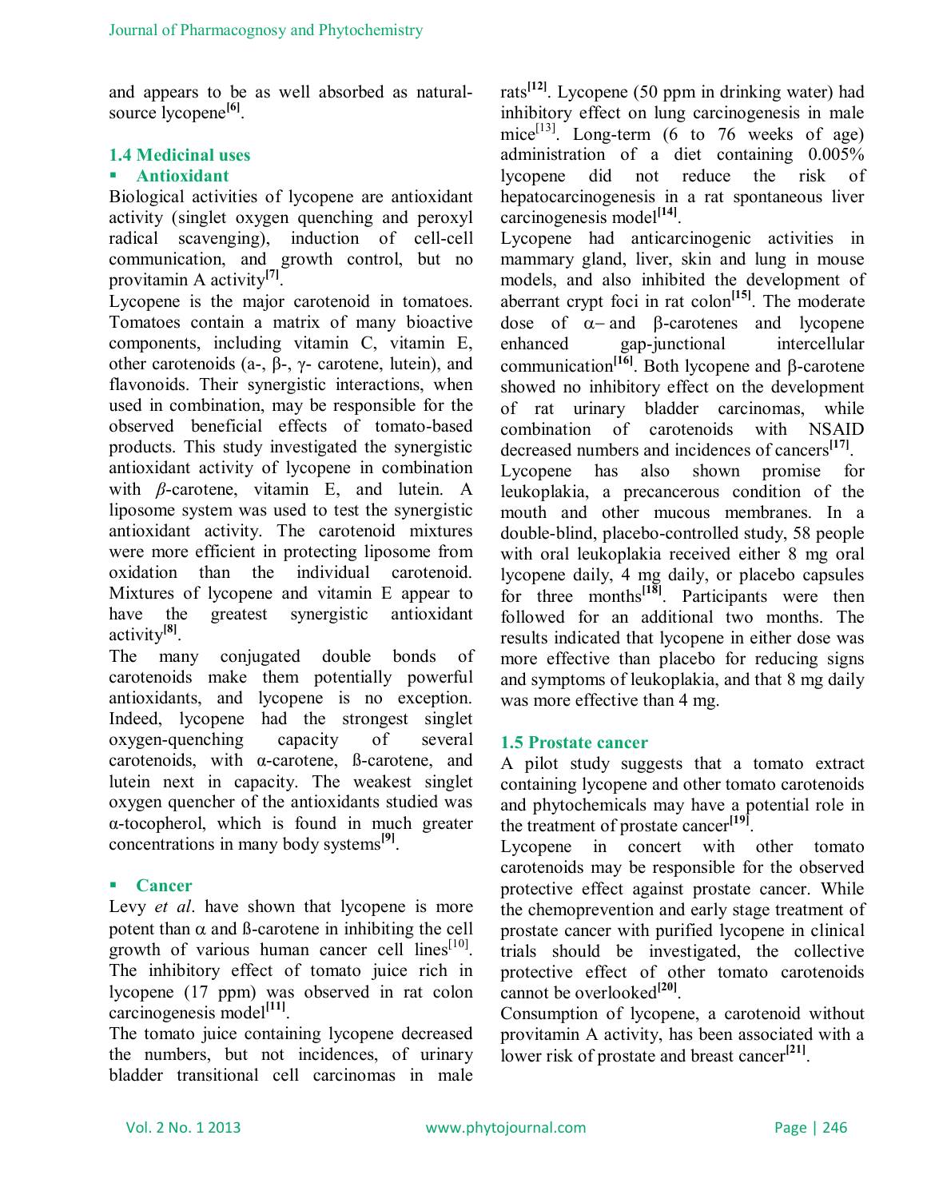and appears to be as well absorbed as natural-source lycopene[6].

### 1.4 Medicinal uses

#### ▪ Antioxidant

Biological activities of lycopene are antioxidant activity (singlet oxygen quenching and peroxyl radical scavenging), induction of cell-cell communication, and growth control, but no provitamin A activity[7].

Lycopene is the major carotenoid in tomatoes. Tomatoes contain a matrix of many bioactive components, including vitamin C, vitamin E, other carotenoids (a-, β-, γ- carotene, lutein), and flavonoids. Their synergistic interactions, when used in combination, may be responsible for the observed beneficial effects of tomato-based products. This study investigated the synergistic antioxidant activity of lycopene in combination with *β*-carotene, vitamin E, and lutein. A liposome system was used to test the synergistic antioxidant activity. The carotenoid mixtures were more efficient in protecting liposome from oxidation than the individual carotenoid. Mixtures of lycopene and vitamin E appear to have the greatest synergistic antioxidant activity[8].

The many conjugated double bonds of carotenoids make them potentially powerful antioxidants, and lycopene is no exception. Indeed, lycopene had the strongest singlet oxygen-quenching capacity of several carotenoids, with α-carotene, ß-carotene, and lutein next in capacity. The weakest singlet oxygen quencher of the antioxidants studied was α-tocopherol, which is found in much greater concentrations in many body systems[9].

#### ▪ Cancer

Levy *et al*. have shown that lycopene is more potent than α and ß-carotene in inhibiting the cell growth of various human cancer cell lines[10]. The inhibitory effect of tomato juice rich in lycopene (17 ppm) was observed in rat colon carcinogenesis model[11].

The tomato juice containing lycopene decreased the numbers, but not incidences, of urinary bladder transitional cell carcinomas in male rats[12]. Lycopene (50 ppm in drinking water) had inhibitory effect on lung carcinogenesis in male mice[13]. Long-term (6 to 76 weeks of age) administration of a diet containing 0.005% lycopene did not reduce the risk of hepatocarcinogenesis in a rat spontaneous liver carcinogenesis model[14].

Lycopene had anticarcinogenic activities in mammary gland, liver, skin and lung in mouse models, and also inhibited the development of aberrant crypt foci in rat colon[15]. The moderate dose of α‒ and β-carotenes and lycopene enhanced gap-junctional intercellular communication[16]. Both lycopene and β-carotene showed no inhibitory effect on the development of rat urinary bladder carcinomas, while combination of carotenoids with NSAID decreased numbers and incidences of cancers[17].

Lycopene has also shown promise for leukoplakia, a precancerous condition of the mouth and other mucous membranes. In a double-blind, placebo-controlled study, 58 people with oral leukoplakia received either 8 mg oral lycopene daily, 4 mg daily, or placebo capsules for three months[18]. Participants were then followed for an additional two months. The results indicated that lycopene in either dose was more effective than placebo for reducing signs and symptoms of leukoplakia, and that 8 mg daily was more effective than 4 mg.

### 1.5 Prostate cancer

A pilot study suggests that a tomato extract containing lycopene and other tomato carotenoids and phytochemicals may have a potential role in the treatment of prostate cancer[19].

Lycopene in concert with other tomato carotenoids may be responsible for the observed protective effect against prostate cancer. While the chemoprevention and early stage treatment of prostate cancer with purified lycopene in clinical trials should be investigated, the collective protective effect of other tomato carotenoids cannot be overlooked[20].

Consumption of lycopene, a carotenoid without provitamin A activity, has been associated with a lower risk of prostate and breast cancer[21].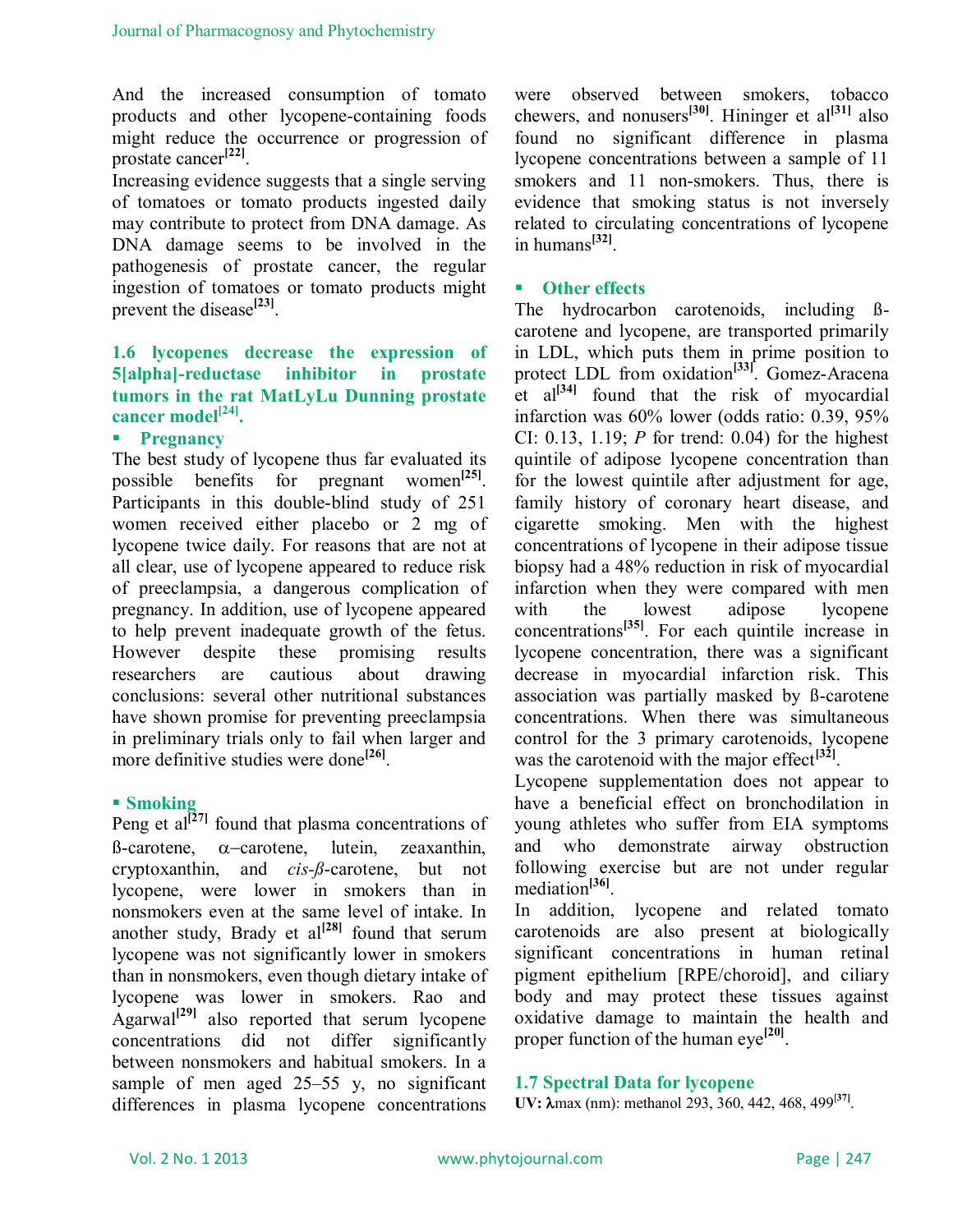And the increased consumption of tomato products and other lycopene-containing foods might reduce the occurrence or progression of prostate cancer[22].

Increasing evidence suggests that a single serving of tomatoes or tomato products ingested daily may contribute to protect from DNA damage. As DNA damage seems to be involved in the pathogenesis of prostate cancer, the regular ingestion of tomatoes or tomato products might prevent the disease[23].

### 1.6 lycopenes decrease the expression of 5[alpha]-reductase inhibitor in prostate tumors in the rat MatLyLu Dunning prostate cancer model[24].

- **Pregnancy**

The best study of lycopene thus far evaluated its possible benefits for pregnant women[25]. Participants in this double-blind study of 251 women received either placebo or 2 mg of lycopene twice daily. For reasons that are not at all clear, use of lycopene appeared to reduce risk of preeclampsia, a dangerous complication of pregnancy. In addition, use of lycopene appeared to help prevent inadequate growth of the fetus. However despite these promising results researchers are cautious about drawing conclusions: several other nutritional substances have shown promise for preventing preeclampsia in preliminary trials only to fail when larger and more definitive studies were done[26].

- **Smoking**

Peng et al[27] found that plasma concentrations of ß-carotene, α–carotene, lutein, zeaxanthin, cryptoxanthin, and *cis-ß*-carotene, but not lycopene, were lower in smokers than in nonsmokers even at the same level of intake. In another study, Brady et al[28] found that serum lycopene was not significantly lower in smokers than in nonsmokers, even though dietary intake of lycopene was lower in smokers. Rao and Agarwal[29] also reported that serum lycopene concentrations did not differ significantly between nonsmokers and habitual smokers. In a sample of men aged 25–55 y, no significant differences in plasma lycopene concentrations were observed between smokers, tobacco chewers, and nonusers[30]. Hininger et al[31] also found no significant difference in plasma lycopene concentrations between a sample of 11 smokers and 11 non-smokers. Thus, there is evidence that smoking status is not inversely related to circulating concentrations of lycopene in humans[32].

- **Other effects**

The hydrocarbon carotenoids, including ß-carotene and lycopene, are transported primarily in LDL, which puts them in prime position to protect LDL from oxidation[33]. Gomez-Aracena et al[34] found that the risk of myocardial infarction was 60% lower (odds ratio: 0.39, 95% CI: 0.13, 1.19; *P* for trend: 0.04) for the highest quintile of adipose lycopene concentration than for the lowest quintile after adjustment for age, family history of coronary heart disease, and cigarette smoking. Men with the highest concentrations of lycopene in their adipose tissue biopsy had a 48% reduction in risk of myocardial infarction when they were compared with men with the lowest adipose lycopene concentrations[35]. For each quintile increase in lycopene concentration, there was a significant decrease in myocardial infarction risk. This association was partially masked by ß-carotene concentrations. When there was simultaneous control for the 3 primary carotenoids, lycopene was the carotenoid with the major effect[32].

Lycopene supplementation does not appear to have a beneficial effect on bronchodilation in young athletes who suffer from EIA symptoms and who demonstrate airway obstruction following exercise but are not under regular mediation[36].

In addition, lycopene and related tomato carotenoids are also present at biologically significant concentrations in human retinal pigment epithelium [RPE/choroid], and ciliary body and may protect these tissues against oxidative damage to maintain the health and proper function of the human eye[20].

### 1.7 Spectral Data for lycopene

**UV: λ**max (nm): methanol 293, 360, 442, 468, 499[37].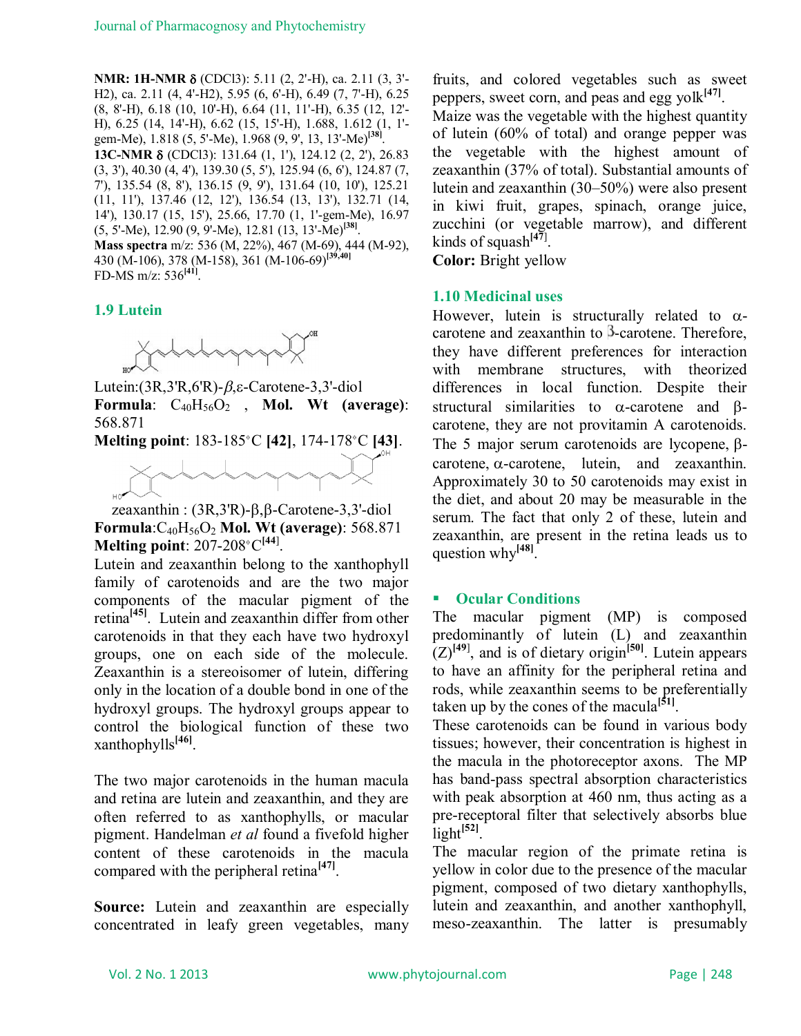**NMR: 1H-NMR** δ (CDCl3): 5.11 (2, 2'-H), ca. 2.11 (3, 3'-H2), ca. 2.11 (4, 4'-H2), 5.95 (6, 6'-H), 6.49 (7, 7'-H), 6.25 (8, 8'-H), 6.18 (10, 10'-H), 6.64 (11, 11'-H), 6.35 (12, 12'-H), 6.25 (14, 14'-H), 6.62 (15, 15'-H), 1.688, 1.612 (1, 1'-gem-Me), 1.818 (5, 5'-Me), 1.968 (9, 9', 13, 13'-Me)[38].

**13C-NMR** δ (CDCl3): 131.64 (1, 1'), 124.12 (2, 2'), 26.83 (3, 3'), 40.30 (4, 4'), 139.30 (5, 5'), 125.94 (6, 6'), 124.87 (7, 7'), 135.54 (8, 8'), 136.15 (9, 9'), 131.64 (10, 10'), 125.21 (11, 11'), 137.46 (12, 12'), 136.54 (13, 13'), 132.71 (14, 14'), 130.17 (15, 15'), 25.66, 17.70 (1, 1'-gem-Me), 16.97 (5, 5'-Me), 12.90 (9, 9'-Me), 12.81 (13, 13'-Me)[38].

**Mass spectra** m/z: 536 (M, 22%), 467 (M-69), 444 (M-92), 430 (M-106), 378 (M-158), 361 (M-106-69)[39,40]

FD-MS m/z: 536[41].

### 1.9 Lutein

Lutein:(3R,3'R,6'R)-*β*,ε-Carotene-3,3'-diol

**Formula**: $C_{40}H_{56}O_2$ , **Mol. Wt (average)**: 568.871

**Melting point**: 183-185°C **[42]**, 174-178°C **[43]**.

zeaxanthin : (3R,3'R)-β,β-Carotene-3,3'-diol

**Formula**:$C_{40}H_{56}O_2$ **Mol. Wt (average)**: 568.871

**Melting point**: 207-208°C[44].

Lutein and zeaxanthin belong to the xanthophyll family of carotenoids and are the two major components of the macular pigment of the retina[45]. Lutein and zeaxanthin differ from other carotenoids in that they each have two hydroxyl groups, one on each side of the molecule. Zeaxanthin is a stereoisomer of lutein, differing only in the location of a double bond in one of the hydroxyl groups. The hydroxyl groups appear to control the biological function of these two xanthophylls[46].

The two major carotenoids in the human macula and retina are lutein and zeaxanthin, and they are often referred to as xanthophylls, or macular pigment. Handelman *et al* found a fivefold higher content of these carotenoids in the macula compared with the peripheral retina[47].

**Source:** Lutein and zeaxanthin are especially concentrated in leafy green vegetables, many fruits, and colored vegetables such as sweet peppers, sweet corn, and peas and egg yolk[47].

Maize was the vegetable with the highest quantity of lutein (60% of total) and orange pepper was the vegetable with the highest amount of zeaxanthin (37% of total). Substantial amounts of lutein and zeaxanthin (30–50%) were also present in kiwi fruit, grapes, spinach, orange juice, zucchini (or vegetable marrow), and different kinds of squash[47].

**Color:** Bright yellow

### 1.10 Medicinal uses

However, lutein is structurally related to α-carotene and zeaxanthin to β-carotene. Therefore, they have different preferences for interaction with membrane structures, with theorized differences in local function. Despite their structural similarities to α-carotene and β-carotene, they are not provitamin A carotenoids. The 5 major serum carotenoids are lycopene, β-carotene, α-carotene, lutein, and zeaxanthin. Approximately 30 to 50 carotenoids may exist in the diet, and about 20 may be measurable in the serum. The fact that only 2 of these, lutein and zeaxanthin, are present in the retina leads us to question why[48].

- **Ocular Conditions**

The macular pigment (MP) is composed predominantly of lutein (L) and zeaxanthin (Z)[49], and is of dietary origin[50]. Lutein appears to have an affinity for the peripheral retina and rods, while zeaxanthin seems to be preferentially taken up by the cones of the macula[51].

These carotenoids can be found in various body tissues; however, their concentration is highest in the macula in the photoreceptor axons. The MP has band-pass spectral absorption characteristics with peak absorption at 460 nm, thus acting as a pre-receptoral filter that selectively absorbs blue light[52].

The macular region of the primate retina is yellow in color due to the presence of the macular pigment, composed of two dietary xanthophylls, lutein and zeaxanthin, and another xanthophyll, meso-zeaxanthin. The latter is presumably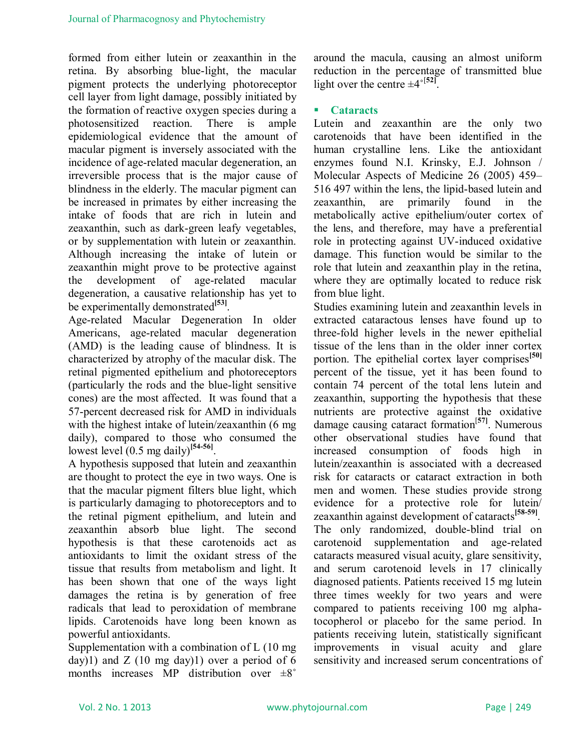formed from either lutein or zeaxanthin in the retina. By absorbing blue-light, the macular pigment protects the underlying photoreceptor cell layer from light damage, possibly initiated by the formation of reactive oxygen species during a photosensitized reaction. There is ample epidemiological evidence that the amount of macular pigment is inversely associated with the incidence of age-related macular degeneration, an irreversible process that is the major cause of blindness in the elderly. The macular pigment can be increased in primates by either increasing the intake of foods that are rich in lutein and zeaxanthin, such as dark-green leafy vegetables, or by supplementation with lutein or zeaxanthin. Although increasing the intake of lutein or zeaxanthin might prove to be protective against the development of age-related macular degeneration, a causative relationship has yet to be experimentally demonstrated[53].

Age-related Macular Degeneration In older Americans, age-related macular degeneration (AMD) is the leading cause of blindness. It is characterized by atrophy of the macular disk. The retinal pigmented epithelium and photoreceptors (particularly the rods and the blue-light sensitive cones) are the most affected. It was found that a 57-percent decreased risk for AMD in individuals with the highest intake of lutein/zeaxanthin (6 mg daily), compared to those who consumed the lowest level (0.5 mg daily)[54-56].

A hypothesis supposed that lutein and zeaxanthin are thought to protect the eye in two ways. One is that the macular pigment filters blue light, which is particularly damaging to photoreceptors and to the retinal pigment epithelium, and lutein and zeaxanthin absorb blue light. The second hypothesis is that these carotenoids act as antioxidants to limit the oxidant stress of the tissue that results from metabolism and light. It has been shown that one of the ways light damages the retina is by generation of free radicals that lead to peroxidation of membrane lipids. Carotenoids have long been known as powerful antioxidants.

Supplementation with a combination of L (10 mg day)1) and Z (10 mg day)1) over a period of 6 months increases MP distribution over $\pm 8^{\circ}$ around the macula, causing an almost uniform reduction in the percentage of transmitted blue light over the centre $\pm 4^{\circ}$[52].

- **Cataracts**

Lutein and zeaxanthin are the only two carotenoids that have been identified in the human crystalline lens. Like the antioxidant enzymes found N.I. Krinsky, E.J. Johnson / Molecular Aspects of Medicine 26 (2005) 459–516 497 within the lens, the lipid-based lutein and zeaxanthin, are primarily found in the metabolically active epithelium/outer cortex of the lens, and therefore, may have a preferential role in protecting against UV-induced oxidative damage. This function would be similar to the role that lutein and zeaxanthin play in the retina, where they are optimally located to reduce risk from blue light.

Studies examining lutein and zeaxanthin levels in extracted cataractous lenses have found up to three-fold higher levels in the newer epithelial tissue of the lens than in the older inner cortex portion. The epithelial cortex layer comprises[50] percent of the tissue, yet it has been found to contain 74 percent of the total lens lutein and zeaxanthin, supporting the hypothesis that these nutrients are protective against the oxidative damage causing cataract formation[57]. Numerous other observational studies have found that increased consumption of foods high in lutein/zeaxanthin is associated with a decreased risk for cataracts or cataract extraction in both men and women. These studies provide strong evidence for a protective role for lutein/zeaxanthin against development of cataracts[58-59].

The only randomized, double-blind trial on carotenoid supplementation and age-related cataracts measured visual acuity, glare sensitivity, and serum carotenoid levels in 17 clinically diagnosed patients. Patients received 15 mg lutein three times weekly for two years and were compared to patients receiving 100 mg alpha-tocopherol or placebo for the same period. In patients receiving lutein, statistically significant improvements in visual acuity and glare sensitivity and increased serum concentrations of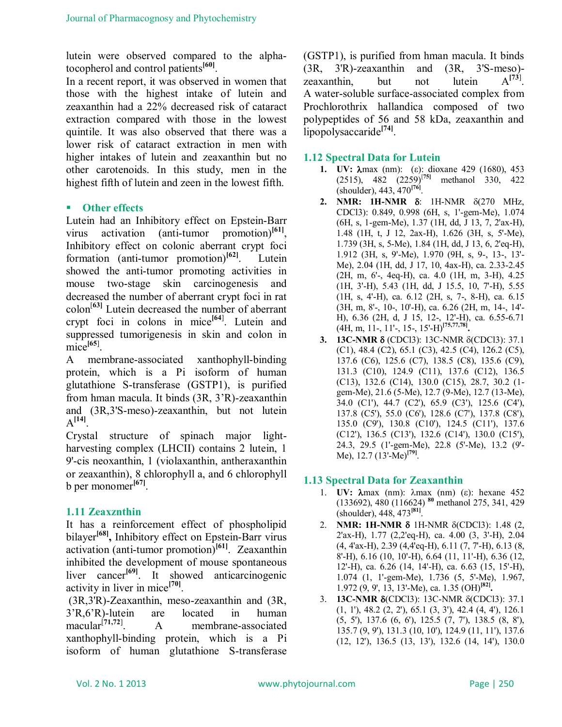lutein were observed compared to the alpha-tocopherol and control patients[60].

In a recent report, it was observed in women that those with the highest intake of lutein and zeaxanthin had a 22% decreased risk of cataract extraction compared with those in the lowest quintile. It was also observed that there was a lower risk of cataract extraction in men with higher intakes of lutein and zeaxanthin but no other carotenoids. In this study, men in the highest fifth of lutein and zeen in the lowest fifth.

- **Other effects**

Lutein had an Inhibitory effect on Epstein-Barr virus activation (anti-tumor promotion)[61], Inhibitory effect on colonic aberrant crypt foci formation (anti-tumor promotion)[62]. Lutein showed the anti-tumor promoting activities in mouse two-stage skin carcinogenesis and decreased the number of aberrant crypt foci in rat colon[63] Lutein decreased the number of aberrant crypt foci in colons in mice[64]. Lutein and suppressed tumorigenesis in skin and colon in mice[65].

A membrane-associated xanthophyll-binding protein, which is a Pi isoform of human glutathione S-transferase (GSTP1), is purified from hman macula. It binds (3R, 3'R)-zeaxanthin and (3R,3'S-meso)-zeaxanthin, but not lutein A[14].

Crystal structure of spinach major light-harvesting complex (LHCII) contains 2 lutein, 1 9'-cis neoxanthin, 1 (violaxanthin, antheraxanthin or zeaxanthin), 8 chlorophyll a, and 6 chlorophyll b per monomer[67].

### 1.11 Zeaxznthin

It has a reinforcement effect of phospholipid bilayer[68]**,** Inhibitory effect on Epstein-Barr virus activation (anti-tumor promotion)[61]. Zeaxanthin inhibited the development of mouse spontaneous liver cancer[69]. It showed anticarcinogenic activity in liver in mice[70].

(3R,3'R)-Zeaxanthin, meso-zeaxanthin and (3R, 3'R,6'R)-lutein are located in human macular[71,72]. A membrane-associated xanthophyll-binding protein, which is a Pi isoform of human glutathione S-transferase (GSTP1), is purified from hman macula. It binds (3R, 3'R)-zeaxanthin and (3R, 3'S-meso)-zeaxanthin, but not lutein A[73]. A water-soluble surface-associated complex from Prochlorothrix hallandica composed of two polypeptides of 56 and 58 kDa, zeaxanthin and lipopolysaccaride[74].

### 1.12 Spectral Data for Lutein

1. **UV: λ**max (nm): (ε): dioxane 429 (1680), 453 (2515), 482 (2259)[75] methanol 330, 422 (shoulder), 443, 470[76].
2. **NMR: 1H-NMR δ**: 1H-NMR δ(270 MHz, CDCl3): 0.849, 0.998 (6H, s, 1'-gem-Me), 1.074 (6H, s, 1-gem-Me), 1.37 (1H, dd, J 13, 7, 2'ax-H), 1.48 (1H, t, J 12, 2ax-H), 1.626 (3H, s, 5'-Me), 1.739 (3H, s, 5-Me), 1.84 (1H, dd, J 13, 6, 2'eq-H), 1.912 (3H, s, 9'-Me), 1.970 (9H, s, 9-, 13-, 13'-Me), 2.04 (1H, dd, J 17, 10, 4ax-H), ca. 2.33-2.45 (2H, m, 6'-, 4eq-H), ca. 4.0 (1H, m, 3-H), 4.25 (1H, 3'-H), 5.43 (1H, dd, J 15.5, 10, 7'-H), 5.55 (1H, s, 4'-H), ca. 6.12 (2H, s, 7-, 8-H), ca. 6.15 (3H, m, 8'-, 10-, 10'-H), ca. 6.26 (2H, m, 14-, 14'-H), 6.36 (2H, d, J 15, 12-, 12'-H), ca. 6.55-6.71 (4H, m, 11-, 11'-, 15-, 15'-H)[75,77,78].
3. **13C-NMR δ** (CDCl3): 13C-NMR δ(CDCl3): 37.1 (C1), 48.4 (C2), 65.1 (C3), 42.5 (C4), 126.2 (C5), 137.6 (C6), 125.6 (C7), 138.5 (C8), 135.6 (C9), 131.3 (C10), 124.9 (C11), 137.6 (C12), 136.5 (C13), 132.6 (C14), 130.0 (C15), 28.7, 30.2 (1-gem-Me), 21.6 (5-Me), 12.7 (9-Me), 12.7 (13-Me), 34.0 (C1'), 44.7 (C2'), 65.9 (C3'), 125.6 (C4'), 137.8 (C5'), 55.0 (C6'), 128.6 (C7'), 137.8 (C8'), 135.0 (C9'), 130.8 (C10'), 124.5 (C11'), 137.6 (C12'), 136.5 (C13'), 132.6 (C14'), 130.0 (C15'), 24.3, 29.5 (1'-gem-Me), 22.8 (5'-Me), 13.2 (9'-Me), 12.7 (13'-Me)[79].

### 1.13 Spectral Data for Zeaxanthin

1. **UV: λ**max (nm): λmax (nm) (ε): hexane 452 (133692), 480 (116624) [80] methanol 275, 341, 429 (shoulder), 448, 473[81].
2. **NMR: 1H-NMR δ** 1H-NMR δ(CDCl3): 1.48 (2, 2'ax-H), 1.77 (2,2'eq-H), ca. 4.00 (3, 3'-H), 2.04 (4, 4'ax-H), 2.39 (4,4'eq-H), 6.11 (7, 7'-H), 6.13 (8, 8'-H), 6.16 (10, 10'-H), 6.64 (11, 11'-H), 6.36 (12, 12'-H), ca. 6.26 (14, 14'-H), ca. 6.63 (15, 15'-H), 1.074 (1, 1'-gem-Me), 1.736 (5, 5'-Me), 1.967, 1.972 (9, 9', 13, 13'-Me), ca. 1.35 (OH)[82].
3. **13C-NMR δ**(CDCl3): 13C-NMR δ(CDCl3): 37.1 (1, 1'), 48.2 (2, 2'), 65.1 (3, 3'), 42.4 (4, 4'), 126.1 (5, 5'), 137.6 (6, 6'), 125.5 (7, 7'), 138.5 (8, 8'), 135.7 (9, 9'), 131.3 (10, 10'), 124.9 (11, 11'), 137.6 (12, 12'), 136.5 (13, 13'), 132.6 (14, 14'), 130.0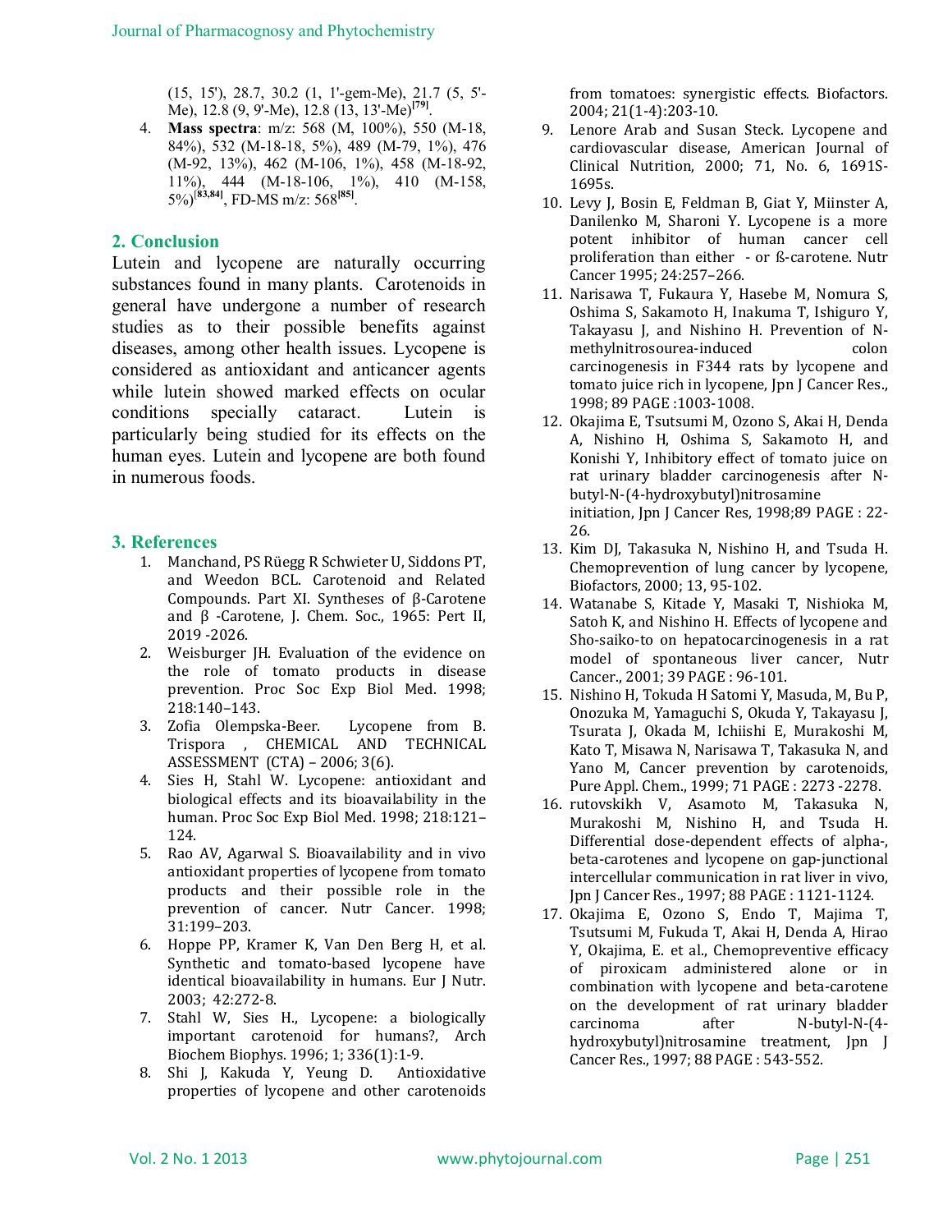(15, 15'), 28.7, 30.2 (1, 1'-gem-Me), 21.7 (5, 5'-Me), 12.8 (9, 9'-Me), 12.8 (13, 13'-Me)[79].

4. **Mass spectra**: m/z: 568 (M, 100%), 550 (M-18, 84%), 532 (M-18-18, 5%), 489 (M-79, 1%), 476 (M-92, 13%), 462 (M-106, 1%), 458 (M-18-92, 11%), 444 (M-18-106, 1%), 410 (M-158, 5%)[83,84], FD-MS m/z: 568[85].

## 2. Conclusion

Lutein and lycopene are naturally occurring substances found in many plants. Carotenoids in general have undergone a number of research studies as to their possible benefits against diseases, among other health issues. Lycopene is considered as antioxidant and anticancer agents while lutein showed marked effects on ocular conditions specially cataract. Lutein is particularly being studied for its effects on the human eyes. Lutein and lycopene are both found in numerous foods.

## 3. References

1. Manchand, PS Rüegg R Schwieter U, Siddons PT, and Weedon BCL. Carotenoid and Related Compounds. Part XI. Syntheses of β-Carotene and β -Carotene, J. Chem. Soc., 1965: Pert II, 2019 -2026.
2. Weisburger JH. Evaluation of the evidence on the role of tomato products in disease prevention. Proc Soc Exp Biol Med. 1998; 218:140–143.
3. Zofia Olempska-Beer. Lycopene from B. Trispora , CHEMICAL AND TECHNICAL ASSESSMENT (CTA) – 2006; 3(6).
4. Sies H, Stahl W. Lycopene: antioxidant and biological effects and its bioavailability in the human. Proc Soc Exp Biol Med. 1998; 218:121–124.
5. Rao AV, Agarwal S. Bioavailability and in vivo antioxidant properties of lycopene from tomato products and their possible role in the prevention of cancer. Nutr Cancer. 1998; 31:199–203.
6. Hoppe PP, Kramer K, Van Den Berg H, et al. Synthetic and tomato-based lycopene have identical bioavailability in humans. Eur J Nutr. 2003; 42:272-8.
7. Stahl W, Sies H., Lycopene: a biologically important carotenoid for humans?, Arch Biochem Biophys. 1996; 1; 336(1):1-9.
8. Shi J, Kakuda Y, Yeung D. Antioxidative properties of lycopene and other carotenoids from tomatoes: synergistic effects. Biofactors. 2004; 21(1-4):203-10.
9. Lenore Arab and Susan Steck. Lycopene and cardiovascular disease, American Journal of Clinical Nutrition, 2000; 71, No. 6, 1691S-1695s.
10. Levy J, Bosin E, Feldman B, Giat Y, Miinster A, Danilenko M, Sharoni Y. Lycopene is a more potent inhibitor of human cancer cell proliferation than either - or ß-carotene. Nutr Cancer 1995; 24:257–266.
11. Narisawa T, Fukaura Y, Hasebe M, Nomura S, Oshima S, Sakamoto H, Inakuma T, Ishiguro Y, Takayasu J, and Nishino H. Prevention of N-methylnitrosourea-induced colon carcinogenesis in F344 rats by lycopene and tomato juice rich in lycopene, Jpn J Cancer Res., 1998; 89 PAGE :1003-1008.
12. Okajima E, Tsutsumi M, Ozono S, Akai H, Denda A, Nishino H, Oshima S, Sakamoto H, and Konishi Y, Inhibitory effect of tomato juice on rat urinary bladder carcinogenesis after N-butyl-N-(4-hydroxybutyl)nitrosamine initiation, Jpn J Cancer Res, 1998;89 PAGE : 22-26.
13. Kim DJ, Takasuka N, Nishino H, and Tsuda H. Chemoprevention of lung cancer by lycopene, Biofactors, 2000; 13, 95-102.
14. Watanabe S, Kitade Y, Masaki T, Nishioka M, Satoh K, and Nishino H. Effects of lycopene and Sho-saiko-to on hepatocarcinogenesis in a rat model of spontaneous liver cancer, Nutr Cancer., 2001; 39 PAGE : 96-101.
15. Nishino H, Tokuda H Satomi Y, Masuda, M, Bu P, Onozuka M, Yamaguchi S, Okuda Y, Takayasu J, Tsurata J, Okada M, Ichiishi E, Murakoshi M, Kato T, Misawa N, Narisawa T, Takasuka N, and Yano M, Cancer prevention by carotenoids, Pure Appl. Chem., 1999; 71 PAGE : 2273 -2278.
16. rutovskikh V, Asamoto M, Takasuka N, Murakoshi M, Nishino H, and Tsuda H. Differential dose-dependent effects of alpha-, beta-carotenes and lycopene on gap-junctional intercellular communication in rat liver in vivo, Jpn J Cancer Res., 1997; 88 PAGE : 1121-1124.
17. Okajima E, Ozono S, Endo T, Majima T, Tsutsumi M, Fukuda T, Akai H, Denda A, Hirao Y, Okajima, E. et al., Chemopreventive efficacy of piroxicam administered alone or in combination with lycopene and beta-carotene on the development of rat urinary bladder carcinoma after N-butyl-N-(4-hydroxybutyl)nitrosamine treatment, Jpn J Cancer Res., 1997; 88 PAGE : 543-552.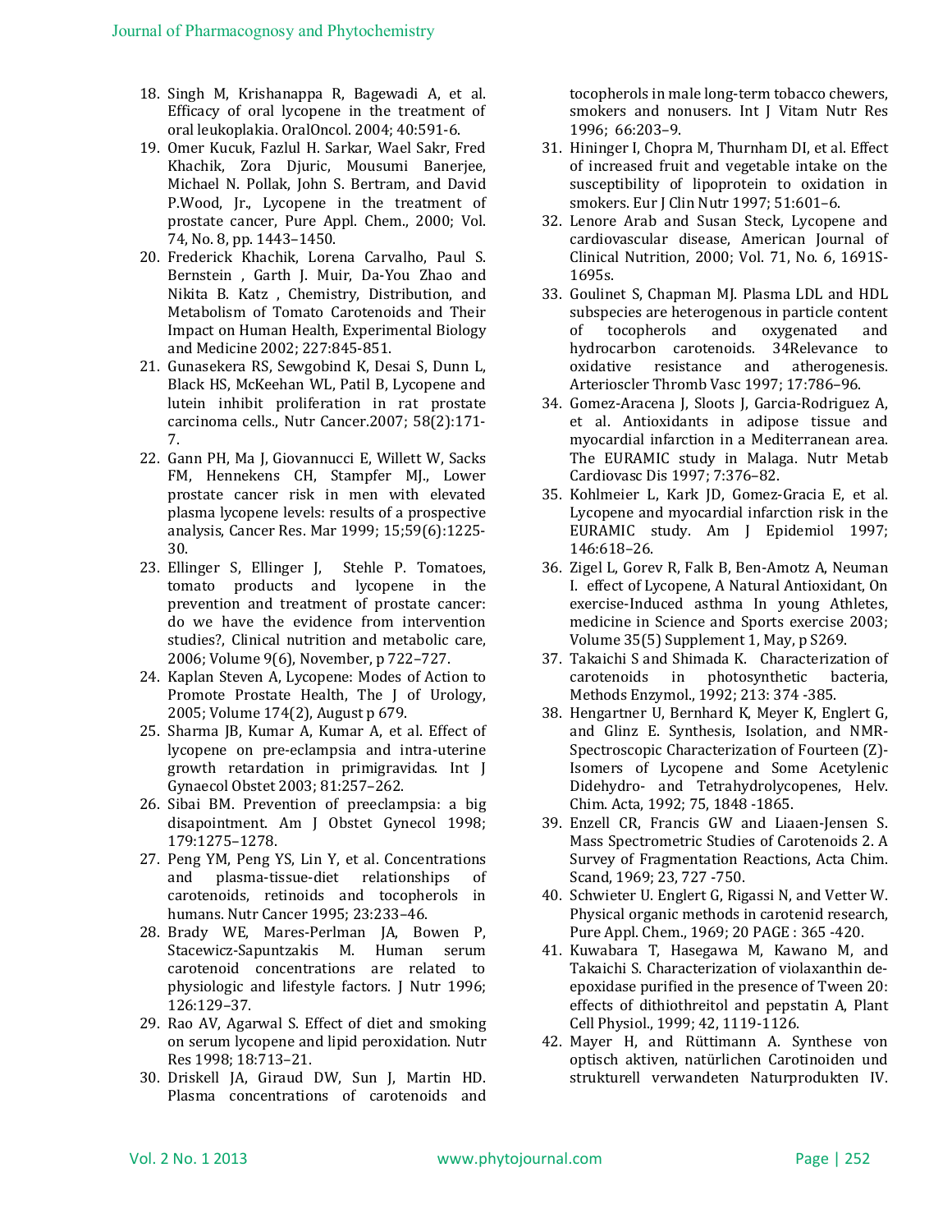18. Singh M, Krishanappa R, Bagewadi A, et al. Efficacy of oral lycopene in the treatment of oral leukoplakia. OralOncol. 2004; 40:591-6.
19. Omer Kucuk, Fazlul H. Sarkar, Wael Sakr, Fred Khachik, Zora Djuric, Mousumi Banerjee, Michael N. Pollak, John S. Bertram, and David P.Wood, Jr., Lycopene in the treatment of prostate cancer, Pure Appl. Chem., 2000; Vol. 74, No. 8, pp. 1443–1450.
20. Frederick Khachik, Lorena Carvalho, Paul S. Bernstein , Garth J. Muir, Da-You Zhao and Nikita B. Katz , Chemistry, Distribution, and Metabolism of Tomato Carotenoids and Their Impact on Human Health, Experimental Biology and Medicine 2002; 227:845-851.
21. Gunasekera RS, Sewgobind K, Desai S, Dunn L, Black HS, McKeehan WL, Patil B, Lycopene and lutein inhibit proliferation in rat prostate carcinoma cells., Nutr Cancer.2007; 58(2):171-7.
22. Gann PH, Ma J, Giovannucci E, Willett W, Sacks FM, Hennekens CH, Stampfer MJ., Lower prostate cancer risk in men with elevated plasma lycopene levels: results of a prospective analysis, Cancer Res. Mar 1999; 15;59(6):1225-30.
23. Ellinger S, Ellinger J, Stehle P. Tomatoes, tomato products and lycopene in the prevention and treatment of prostate cancer: do we have the evidence from intervention studies?, Clinical nutrition and metabolic care, 2006; Volume 9(6), November, p 722–727.
24. Kaplan Steven A, Lycopene: Modes of Action to Promote Prostate Health, The J of Urology, 2005; Volume 174(2), August p 679.
25. Sharma JB, Kumar A, Kumar A, et al. Effect of lycopene on pre-eclampsia and intra-uterine growth retardation in primigravidas. Int J Gynaecol Obstet 2003; 81:257–262.
26. Sibai BM. Prevention of preeclampsia: a big disapointment. Am J Obstet Gynecol 1998; 179:1275–1278.
27. Peng YM, Peng YS, Lin Y, et al. Concentrations and plasma-tissue-diet relationships of carotenoids, retinoids and tocopherols in humans. Nutr Cancer 1995; 23:233–46.
28. Brady WE, Mares-Perlman JA, Bowen P, Stacewicz-Sapuntzakis M. Human serum carotenoid concentrations are related to physiologic and lifestyle factors. J Nutr 1996; 126:129–37.
29. Rao AV, Agarwal S. Effect of diet and smoking on serum lycopene and lipid peroxidation. Nutr Res 1998; 18:713–21.
30. Driskell JA, Giraud DW, Sun J, Martin HD. Plasma concentrations of carotenoids and tocopherols in male long-term tobacco chewers, smokers and nonusers. Int J Vitam Nutr Res 1996; 66:203–9.
31. Hininger I, Chopra M, Thurnham DI, et al. Effect of increased fruit and vegetable intake on the susceptibility of lipoprotein to oxidation in smokers. Eur J Clin Nutr 1997; 51:601–6.
32. Lenore Arab and Susan Steck, Lycopene and cardiovascular disease, American Journal of Clinical Nutrition, 2000; Vol. 71, No. 6, 1691S-1695s.
33. Goulinet S, Chapman MJ. Plasma LDL and HDL subspecies are heterogenous in particle content of tocopherols and oxygenated and hydrocarbon carotenoids. 34Relevance to oxidative resistance and atherogenesis. Arterioscler Thromb Vasc 1997; 17:786–96.
34. Gomez-Aracena J, Sloots J, Garcia-Rodriguez A, et al. Antioxidants in adipose tissue and myocardial infarction in a Mediterranean area. The EURAMIC study in Malaga. Nutr Metab Cardiovasc Dis 1997; 7:376–82.
35. Kohlmeier L, Kark JD, Gomez-Gracia E, et al. Lycopene and myocardial infarction risk in the EURAMIC study. Am J Epidemiol 1997; 146:618–26.
36. Zigel L, Gorev R, Falk B, Ben-Amotz A, Neuman I. effect of Lycopene, A Natural Antioxidant, On exercise-Induced asthma In young Athletes, medicine in Science and Sports exercise 2003; Volume 35(5) Supplement 1, May, p S269.
37. Takaichi S and Shimada K. Characterization of carotenoids in photosynthetic bacteria, Methods Enzymol., 1992; 213: 374 -385.
38. Hengartner U, Bernhard K, Meyer K, Englert G, and Glinz E. Synthesis, Isolation, and NMR-Spectroscopic Characterization of Fourteen (Z)-Isomers of Lycopene and Some Acetylenic Didehydro- and Tetrahydrolycopenes, Helv. Chim. Acta, 1992; 75, 1848 -1865.
39. Enzell CR, Francis GW and Liaaen-Jensen S. Mass Spectrometric Studies of Carotenoids 2. A Survey of Fragmentation Reactions, Acta Chim. Scand, 1969; 23, 727 -750.
40. Schwieter U. Englert G, Rigassi N, and Vetter W. Physical organic methods in carotenid research, Pure Appl. Chem., 1969; 20 PAGE : 365 -420.
41. Kuwabara T, Hasegawa M, Kawano M, and Takaichi S. Characterization of violaxanthin de-epoxidase purified in the presence of Tween 20: effects of dithiothreitol and pepstatin A, Plant Cell Physiol., 1999; 42, 1119-1126.
42. Mayer H, and Rüttimann A. Synthese von optisch aktiven, natürlichen Carotinoiden und strukturell verwandeten Naturprodukten IV.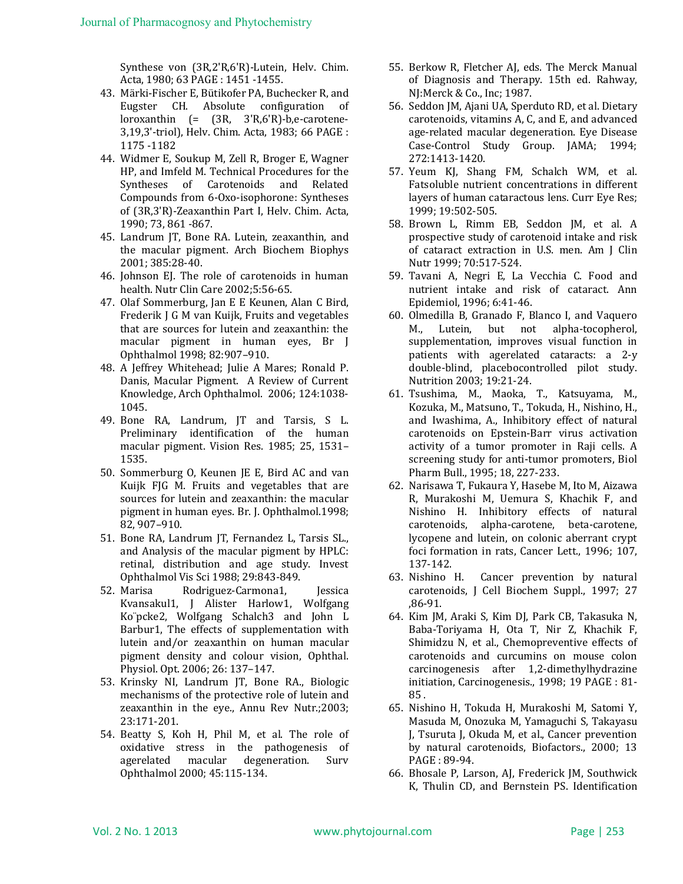Synthese von (3R,2'R,6'R)-Lutein, Helv. Chim. Acta, 1980; 63 PAGE : 1451 -1455.

43. Märki-Fischer E, Bütikofer PA, Buchecker R, and Eugster CH. Absolute configuration of loroxanthin (= (3R, 3'R,6'R)-b,e-carotene-3,19,3'-triol), Helv. Chim. Acta, 1983; 66 PAGE : 1175 -1182
44. Widmer E, Soukup M, Zell R, Broger E, Wagner HP, and Imfeld M. Technical Procedures for the Syntheses of Carotenoids and Related Compounds from 6-Oxo-isophorone: Syntheses of (3R,3'R)-Zeaxanthin Part I, Helv. Chim. Acta, 1990; 73, 861 -867.
45. Landrum JT, Bone RA. Lutein, zeaxanthin, and the macular pigment. Arch Biochem Biophys 2001; 385:28-40.
46. Johnson EJ. The role of carotenoids in human health. Nutr Clin Care 2002;5:56-65.
47. Olaf Sommerburg, Jan E E Keunen, Alan C Bird, Frederik J G M van Kuijk, Fruits and vegetables that are sources for lutein and zeaxanthin: the macular pigment in human eyes, Br J Ophthalmol 1998; 82:907–910.
48. A Jeffrey Whitehead; Julie A Mares; Ronald P. Danis, Macular Pigment. A Review of Current Knowledge, Arch Ophthalmol. 2006; 124:1038-1045.
49. Bone RA, Landrum, JT and Tarsis, S L. Preliminary identification of the human macular pigment. Vision Res. 1985; 25, 1531–1535.
50. Sommerburg O, Keunen JE E, Bird AC and van Kuijk FJG M. Fruits and vegetables that are sources for lutein and zeaxanthin: the macular pigment in human eyes. Br. J. Ophthalmol.1998; 82, 907–910.
51. Bone RA, Landrum JT, Fernandez L, Tarsis SL., and Analysis of the macular pigment by HPLC: retinal, distribution and age study. Invest Ophthalmol Vis Sci 1988; 29:843-849.
52. Marisa Rodriguez-Carmona1, Jessica Kvansakul1, J Alister Harlow1, Wolfgang Ko¨pcke2, Wolfgang Schalch3 and John L Barbur1, The effects of supplementation with lutein and/or zeaxanthin on human macular pigment density and colour vision, Ophthal. Physiol. Opt. 2006; 26: 137–147.
53. Krinsky NI, Landrum JT, Bone RA., Biologic mechanisms of the protective role of lutein and zeaxanthin in the eye., Annu Rev Nutr.;2003; 23:171-201.
54. Beatty S, Koh H, Phil M, et al. The role of oxidative stress in the pathogenesis of agerelated macular degeneration. Surv Ophthalmol 2000; 45:115-134.
55. Berkow R, Fletcher AJ, eds. The Merck Manual of Diagnosis and Therapy. 15th ed. Rahway, NJ:Merck & Co., Inc; 1987.
56. Seddon JM, Ajani UA, Sperduto RD, et al. Dietary carotenoids, vitamins A, C, and E, and advanced age-related macular degeneration. Eye Disease Case-Control Study Group. JAMA; 1994; 272:1413-1420.
57. Yeum KJ, Shang FM, Schalch WM, et al. Fatsoluble nutrient concentrations in different layers of human cataractous lens. Curr Eye Res; 1999; 19:502-505.
58. Brown L, Rimm EB, Seddon JM, et al. A prospective study of carotenoid intake and risk of cataract extraction in U.S. men. Am J Clin Nutr 1999; 70:517-524.
59. Tavani A, Negri E, La Vecchia C. Food and nutrient intake and risk of cataract. Ann Epidemiol, 1996; 6:41-46.
60. Olmedilla B, Granado F, Blanco I, and Vaquero M., Lutein, but not alpha-tocopherol, supplementation improves visual function in patients with agerelated cataracts: a 2-y double-blind, placebocontrolled pilot study. Nutrition 2003; 19:21-24.
61. Tsushima, M., Maoka, T., Katsuyama, M., Kozuka, M., Matsuno, T., Tokuda, H., Nishino, H., and Iwashima, A., Inhibitory effect of natural carotenoids on Epstein-Barr virus activation activity of a tumor promoter in Raji cells. A screening study for anti-tumor promoters, Biol Pharm Bull., 1995; 18, 227-233.
62. Narisawa T, Fukaura Y, Hasebe M, Ito M, Aizawa R, Murakoshi M, Uemura S, Khachik F, and Nishino H. Inhibitory effects of natural carotenoids, alpha-carotene, beta-carotene, lycopene and lutein, on colonic aberrant crypt foci formation in rats, Cancer Lett., 1996; 107, 137-142.
63. Nishino H. Cancer prevention by natural carotenoids, J Cell Biochem Suppl., 1997; 27 ,86-91.
64. Kim JM, Araki S, Kim DJ, Park CB, Takasuka N, Baba-Toriyama H, Ota T, Nir Z, Khachik F, Shimidzu N, et al., Chemopreventive effects of carotenoids and curcumins on mouse colon carcinogenesis after 1,2-dimethylhydrazine initiation, Carcinogenesis., 1998; 19 PAGE : 81-85 .
65. Nishino H, Tokuda H, Murakoshi M, Satomi Y, Masuda M, Onozuka M, Yamaguchi S, Takayasu J, Tsuruta J, Okuda M, et al., Cancer prevention by natural carotenoids, Biofactors., 2000; 13 PAGE : 89-94.
66. Bhosale P, Larson, AJ, Frederick JM, Southwick K, Thulin CD, and Bernstein PS. Identification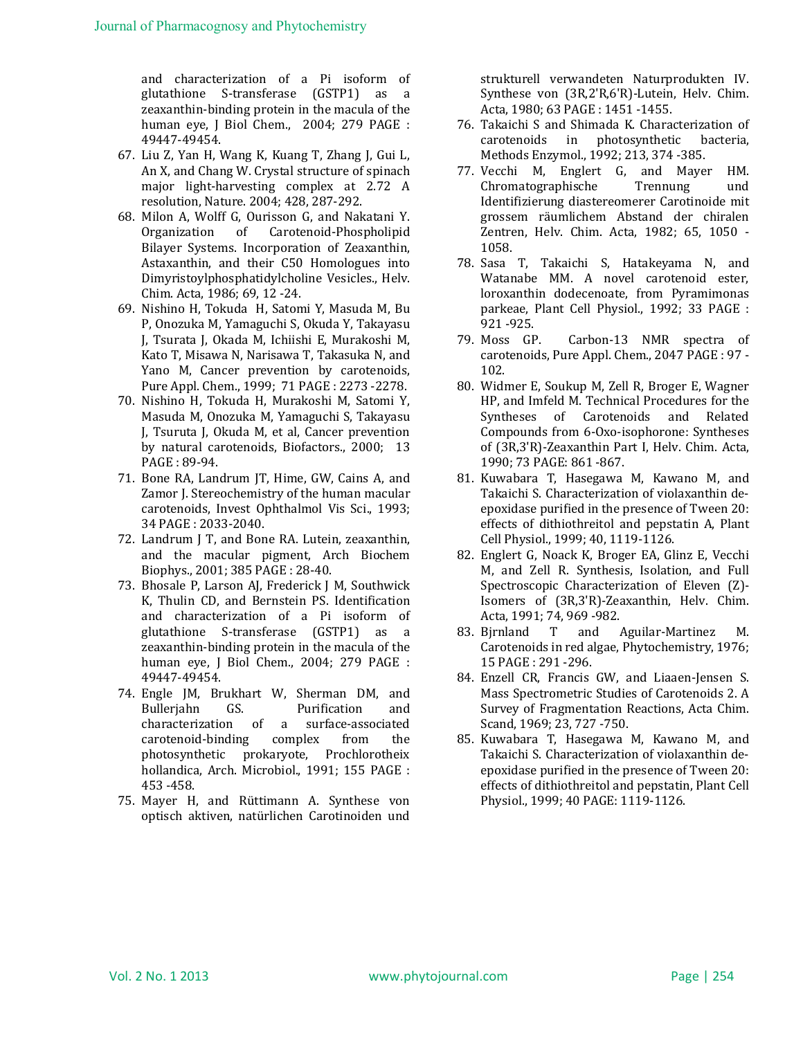and characterization of a Pi isoform of glutathione S-transferase (GSTP1) as a zeaxanthin-binding protein in the macula of the human eye, J Biol Chem., 2004; 279 PAGE : 49447-49454.

67. Liu Z, Yan H, Wang K, Kuang T, Zhang J, Gui L, An X, and Chang W. Crystal structure of spinach major light-harvesting complex at 2.72 A resolution, Nature. 2004; 428, 287-292.
68. Milon A, Wolff G, Ourisson G, and Nakatani Y. Organization of Carotenoid-Phospholipid Bilayer Systems. Incorporation of Zeaxanthin, Astaxanthin, and their C50 Homologues into Dimyristoylphosphatidylcholine Vesicles., Helv. Chim. Acta, 1986; 69, 12 -24.
69. Nishino H, Tokuda H, Satomi Y, Masuda M, Bu P, Onozuka M, Yamaguchi S, Okuda Y, Takayasu J, Tsurata J, Okada M, Ichiishi E, Murakoshi M, Kato T, Misawa N, Narisawa T, Takasuka N, and Yano M, Cancer prevention by carotenoids, Pure Appl. Chem., 1999; 71 PAGE : 2273 -2278.
70. Nishino H, Tokuda H, Murakoshi M, Satomi Y, Masuda M, Onozuka M, Yamaguchi S, Takayasu J, Tsuruta J, Okuda M, et al, Cancer prevention by natural carotenoids, Biofactors., 2000; 13 PAGE : 89-94.
71. Bone RA, Landrum JT, Hime, GW, Cains A, and Zamor J. Stereochemistry of the human macular carotenoids, Invest Ophthalmol Vis Sci., 1993; 34 PAGE : 2033-2040.
72. Landrum J T, and Bone RA. Lutein, zeaxanthin, and the macular pigment, Arch Biochem Biophys., 2001; 385 PAGE : 28-40.
73. Bhosale P, Larson AJ, Frederick J M, Southwick K, Thulin CD, and Bernstein PS. Identification and characterization of a Pi isoform of glutathione S-transferase (GSTP1) as a zeaxanthin-binding protein in the macula of the human eye, J Biol Chem., 2004; 279 PAGE : 49447-49454.
74. Engle JM, Brukhart W, Sherman DM, and Bullerjahn GS. Purification and characterization of a surface-associated carotenoid-binding complex from the photosynthetic prokaryote, Prochlorotheix hollandica, Arch. Microbiol., 1991; 155 PAGE : 453 -458.
75. Mayer H, and Rüttimann A. Synthese von optisch aktiven, natürlichen Carotinoiden und strukturell verwandeten Naturprodukten IV. Synthese von (3R,2'R,6'R)-Lutein, Helv. Chim. Acta, 1980; 63 PAGE : 1451 -1455.
76. Takaichi S and Shimada K. Characterization of carotenoids in photosynthetic bacteria, Methods Enzymol., 1992; 213, 374 -385.
77. Vecchi M, Englert G, and Mayer HM. Chromatographische Trennung und Identifizierung diastereomerer Carotinoide mit grossem räumlichem Abstand der chiralen Zentren, Helv. Chim. Acta, 1982; 65, 1050 -1058.
78. Sasa T, Takaichi S, Hatakeyama N, and Watanabe MM. A novel carotenoid ester, loroxanthin dodecenoate, from Pyramimonas parkeae, Plant Cell Physiol., 1992; 33 PAGE : 921 -925.
79. Moss GP. Carbon-13 NMR spectra of carotenoids, Pure Appl. Chem., 2047 PAGE : 97 -102.
80. Widmer E, Soukup M, Zell R, Broger E, Wagner HP, and Imfeld M. Technical Procedures for the Syntheses of Carotenoids and Related Compounds from 6-Oxo-isophorone: Syntheses of (3R,3'R)-Zeaxanthin Part I, Helv. Chim. Acta, 1990; 73 PAGE: 861 -867.
81. Kuwabara T, Hasegawa M, Kawano M, and Takaichi S. Characterization of violaxanthin de-epoxidase purified in the presence of Tween 20: effects of dithiothreitol and pepstatin A, Plant Cell Physiol., 1999; 40, 1119-1126.
82. Englert G, Noack K, Broger EA, Glinz E, Vecchi M, and Zell R. Synthesis, Isolation, and Full Spectroscopic Characterization of Eleven (Z)-Isomers of (3R,3'R)-Zeaxanthin, Helv. Chim. Acta, 1991; 74, 969 -982.
83. Bjrnland T and Aguilar-Martinez M. Carotenoids in red algae, Phytochemistry, 1976; 15 PAGE : 291 -296.
84. Enzell CR, Francis GW, and Liaaen-Jensen S. Mass Spectrometric Studies of Carotenoids 2. A Survey of Fragmentation Reactions, Acta Chim. Scand, 1969; 23, 727 -750.
85. Kuwabara T, Hasegawa M, Kawano M, and Takaichi S. Characterization of violaxanthin de-epoxidase purified in the presence of Tween 20: effects of dithiothreitol and pepstatin, Plant Cell Physiol., 1999; 40 PAGE: 1119-1126.